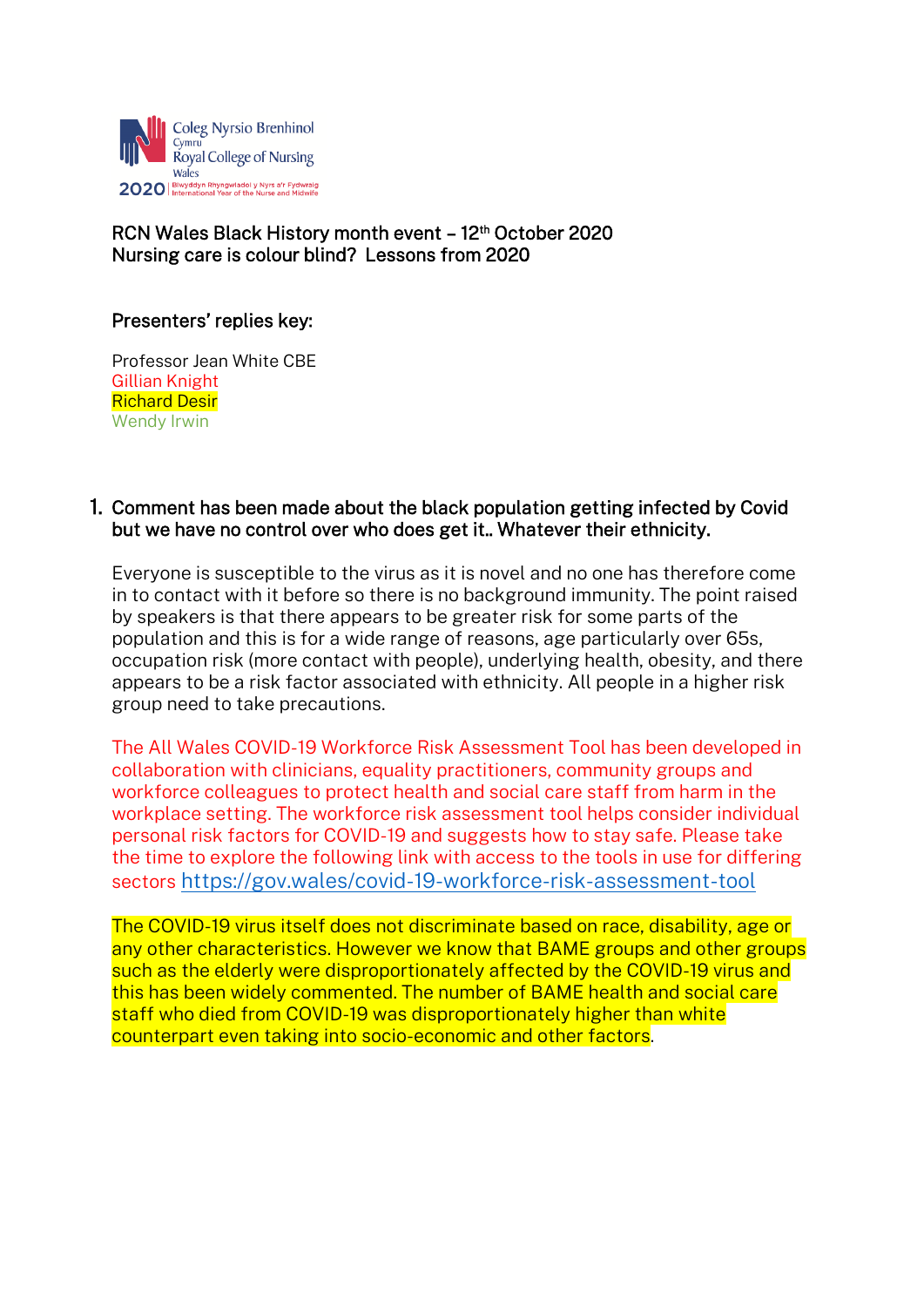Coleg Nyrsio Brenhinol Cymru
Royal College of Nursing Wales
2020 | Blwyddyn Rhyngwladol y Nyrs a'r Fydwraig
International Year of the Nurse and Midwife

## RCN Wales Black History month event – 12th October 2020
## Nursing care is colour blind? Lessons from 2020

### Presenters' replies key:

Professor Jean White CBE
Gillian Knight
Richard Desir
Wendy Irwin

1. **Comment has been made about the black population getting infected by Covid but we have no control over who does get it.. Whatever their ethnicity.**

   Everyone is susceptible to the virus as it is novel and no one has therefore come in to contact with it before so there is no background immunity. The point raised by speakers is that there appears to be greater risk for some parts of the population and this is for a wide range of reasons, age particularly over 65s, occupation risk (more contact with people), underlying health, obesity, and there appears to be a risk factor associated with ethnicity. All people in a higher risk group need to take precautions.

   The All Wales COVID-19 Workforce Risk Assessment Tool has been developed in collaboration with clinicians, equality practitioners, community groups and workforce colleagues to protect health and social care staff from harm in the workplace setting. The workforce risk assessment tool helps consider individual personal risk factors for COVID-19 and suggests how to stay safe. Please take the time to explore the following link with access to the tools in use for differing sectors https://gov.wales/covid-19-workforce-risk-assessment-tool

   The COVID-19 virus itself does not discriminate based on race, disability, age or any other characteristics. However we know that BAME groups and other groups such as the elderly were disproportionately affected by the COVID-19 virus and this has been widely commented. The number of BAME health and social care staff who died from COVID-19 was disproportionately higher than white counterpart even taking into socio-economic and other factors.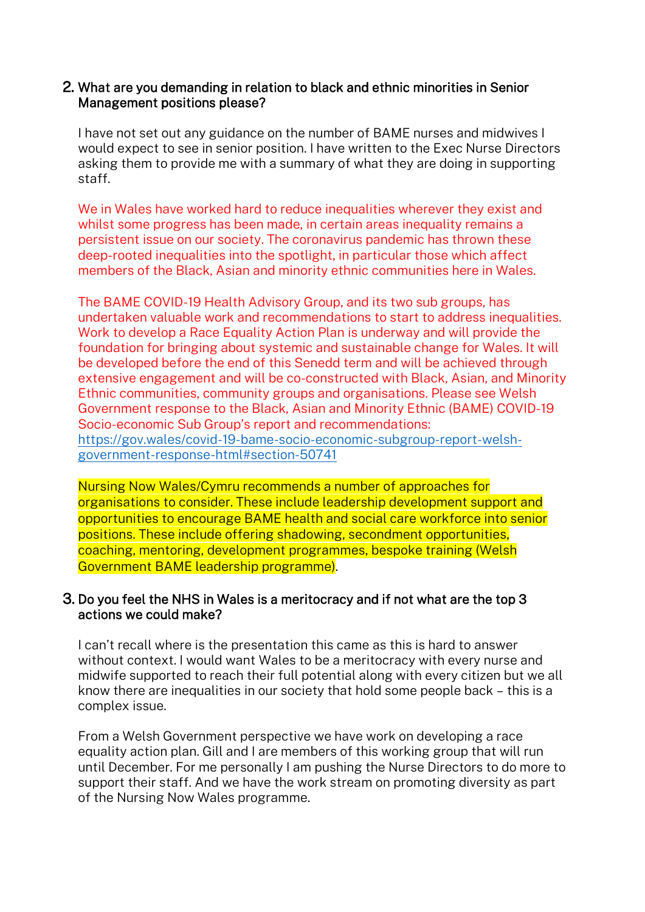2. What are you demanding in relation to black and ethnic minorities in Senior Management positions please?

   I have not set out any guidance on the number of BAME nurses and midwives I would expect to see in senior position. I have written to the Exec Nurse Directors asking them to provide me with a summary of what they are doing in supporting staff.

   We in Wales have worked hard to reduce inequalities wherever they exist and whilst some progress has been made, in certain areas inequality remains a persistent issue on our society. The coronavirus pandemic has thrown these deep-rooted inequalities into the spotlight, in particular those which affect members of the Black, Asian and minority ethnic communities here in Wales.

   The BAME COVID-19 Health Advisory Group, and its two sub groups, has undertaken valuable work and recommendations to start to address inequalities. Work to develop a Race Equality Action Plan is underway and will provide the foundation for bringing about systemic and sustainable change for Wales. It will be developed before the end of this Senedd term and will be achieved through extensive engagement and will be co-constructed with Black, Asian, and Minority Ethnic communities, community groups and organisations. Please see Welsh Government response to the Black, Asian and Minority Ethnic (BAME) COVID-19 Socio-economic Sub Group's report and recommendations: https://gov.wales/covid-19-bame-socio-economic-subgroup-report-welsh-government-response-html#section-50741

   Nursing Now Wales/Cymru recommends a number of approaches for organisations to consider. These include leadership development support and opportunities to encourage BAME health and social care workforce into senior positions. These include offering shadowing, secondment opportunities, coaching, mentoring, development programmes, bespoke training (Welsh Government BAME leadership programme).

3. Do you feel the NHS in Wales is a meritocracy and if not what are the top 3 actions we could make?

   I can't recall where is the presentation this came as this is hard to answer without context. I would want Wales to be a meritocracy with every nurse and midwife supported to reach their full potential along with every citizen but we all know there are inequalities in our society that hold some people back – this is a complex issue.

   From a Welsh Government perspective we have work on developing a race equality action plan. Gill and I are members of this working group that will run until December. For me personally I am pushing the Nurse Directors to do more to support their staff. And we have the work stream on promoting diversity as part of the Nursing Now Wales programme.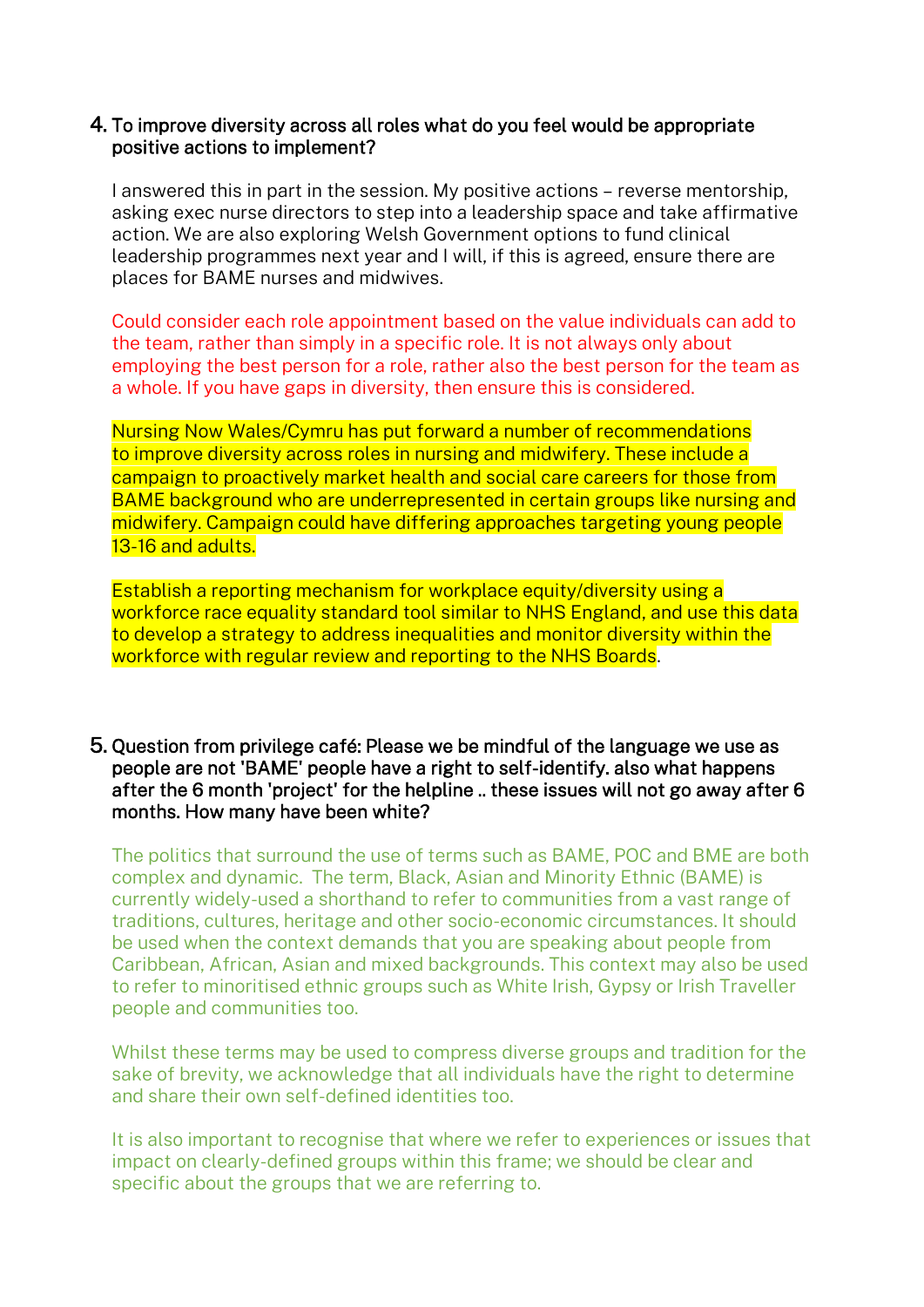4. To improve diversity across all roles what do you feel would be appropriate positive actions to implement?

   I answered this in part in the session. My positive actions – reverse mentorship, asking exec nurse directors to step into a leadership space and take affirmative action. We are also exploring Welsh Government options to fund clinical leadership programmes next year and I will, if this is agreed, ensure there are places for BAME nurses and midwives.

   Could consider each role appointment based on the value individuals can add to the team, rather than simply in a specific role. It is not always only about employing the best person for a role, rather also the best person for the team as a whole. If you have gaps in diversity, then ensure this is considered.

   Nursing Now Wales/Cymru has put forward a number of recommendations to improve diversity across roles in nursing and midwifery. These include a campaign to proactively market health and social care careers for those from BAME background who are underrepresented in certain groups like nursing and midwifery. Campaign could have differing approaches targeting young people 13-16 and adults.

   Establish a reporting mechanism for workplace equity/diversity using a workforce race equality standard tool similar to NHS England, and use this data to develop a strategy to address inequalities and monitor diversity within the workforce with regular review and reporting to the NHS Boards.

5. Question from privilege café: Please we be mindful of the language we use as people are not 'BAME' people have a right to self-identify. also what happens after the 6 month 'project' for the helpline .. these issues will not go away after 6 months. How many have been white?

   The politics that surround the use of terms such as BAME, POC and BME are both complex and dynamic. The term, Black, Asian and Minority Ethnic (BAME) is currently widely-used a shorthand to refer to communities from a vast range of traditions, cultures, heritage and other socio-economic circumstances. It should be used when the context demands that you are speaking about people from Caribbean, African, Asian and mixed backgrounds. This context may also be used to refer to minoritised ethnic groups such as White Irish, Gypsy or Irish Traveller people and communities too.

   Whilst these terms may be used to compress diverse groups and tradition for the sake of brevity, we acknowledge that all individuals have the right to determine and share their own self-defined identities too.

   It is also important to recognise that where we refer to experiences or issues that impact on clearly-defined groups within this frame; we should be clear and specific about the groups that we are referring to.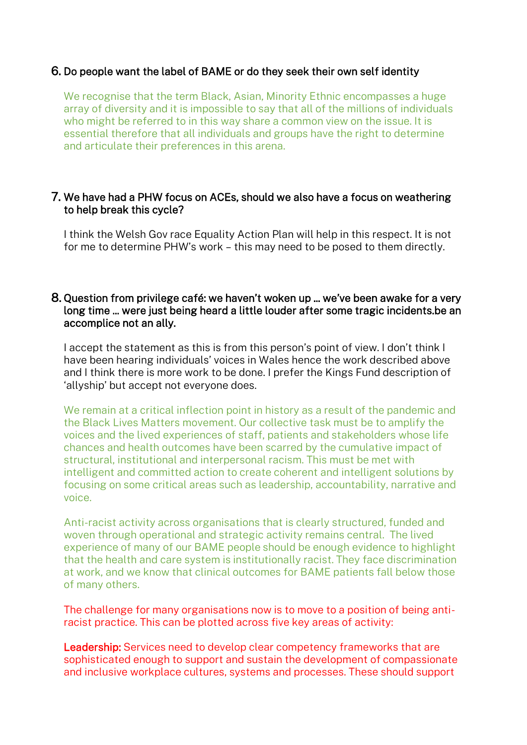6. Do people want the label of BAME or do they seek their own self identity

   We recognise that the term Black, Asian, Minority Ethnic encompasses a huge array of diversity and it is impossible to say that all of the millions of individuals who might be referred to in this way share a common view on the issue. It is essential therefore that all individuals and groups have the right to determine and articulate their preferences in this arena.

7. We have had a PHW focus on ACEs, should we also have a focus on weathering to help break this cycle?

   I think the Welsh Gov race Equality Action Plan will help in this respect. It is not for me to determine PHW's work – this may need to be posed to them directly.

8. Question from privilege café: we haven't woken up … we've been awake for a very long time … were just being heard a little louder after some tragic incidents.be an accomplice not an ally.

   I accept the statement as this is from this person's point of view. I don't think I have been hearing individuals' voices in Wales hence the work described above and I think there is more work to be done. I prefer the Kings Fund description of 'allyship' but accept not everyone does.

   We remain at a critical inflection point in history as a result of the pandemic and the Black Lives Matters movement. Our collective task must be to amplify the voices and the lived experiences of staff, patients and stakeholders whose life chances and health outcomes have been scarred by the cumulative impact of structural, institutional and interpersonal racism. This must be met with intelligent and committed action to create coherent and intelligent solutions by focusing on some critical areas such as leadership, accountability, narrative and voice.

   Anti-racist activity across organisations that is clearly structured, funded and woven through operational and strategic activity remains central. The lived experience of many of our BAME people should be enough evidence to highlight that the health and care system is institutionally racist. They face discrimination at work, and we know that clinical outcomes for BAME patients fall below those of many others.

   The challenge for many organisations now is to move to a position of being anti-racist practice. This can be plotted across five key areas of activity:

   **Leadership:** Services need to develop clear competency frameworks that are sophisticated enough to support and sustain the development of compassionate and inclusive workplace cultures, systems and processes. These should support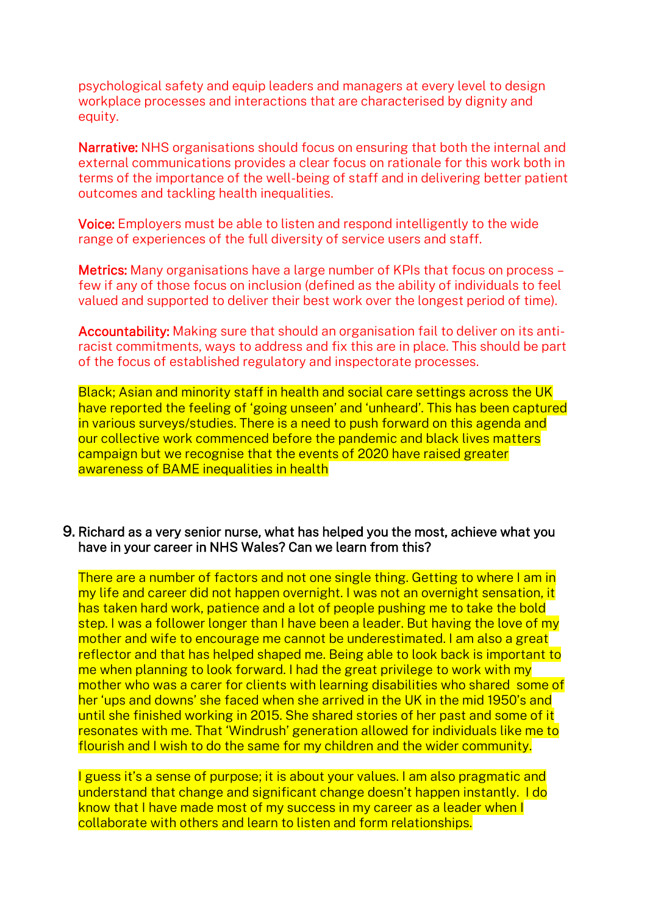psychological safety and equip leaders and managers at every level to design workplace processes and interactions that are characterised by dignity and equity.

**Narrative:** NHS organisations should focus on ensuring that both the internal and external communications provides a clear focus on rationale for this work both in terms of the importance of the well-being of staff and in delivering better patient outcomes and tackling health inequalities.

**Voice:** Employers must be able to listen and respond intelligently to the wide range of experiences of the full diversity of service users and staff.

**Metrics:** Many organisations have a large number of KPIs that focus on process – few if any of those focus on inclusion (defined as the ability of individuals to feel valued and supported to deliver their best work over the longest period of time).

**Accountability:** Making sure that should an organisation fail to deliver on its anti-racist commitments, ways to address and fix this are in place. This should be part of the focus of established regulatory and inspectorate processes.

Black; Asian and minority staff in health and social care settings across the UK have reported the feeling of 'going unseen' and 'unheard'. This has been captured in various surveys/studies. There is a need to push forward on this agenda and our collective work commenced before the pandemic and black lives matters campaign but we recognise that the events of 2020 have raised greater awareness of BAME inequalities in health

9. Richard as a very senior nurse, what has helped you the most, achieve what you have in your career in NHS Wales? Can we learn from this?

There are a number of factors and not one single thing. Getting to where I am in my life and career did not happen overnight. I was not an overnight sensation, it has taken hard work, patience and a lot of people pushing me to take the bold step. I was a follower longer than I have been a leader. But having the love of my mother and wife to encourage me cannot be underestimated. I am also a great reflector and that has helped shaped me. Being able to look back is important to me when planning to look forward. I had the great privilege to work with my mother who was a carer for clients with learning disabilities who shared some of her 'ups and downs' she faced when she arrived in the UK in the mid 1950's and until she finished working in 2015. She shared stories of her past and some of it resonates with me. That 'Windrush' generation allowed for individuals like me to flourish and I wish to do the same for my children and the wider community.

I guess it's a sense of purpose; it is about your values. I am also pragmatic and understand that change and significant change doesn't happen instantly. I do know that I have made most of my success in my career as a leader when I collaborate with others and learn to listen and form relationships.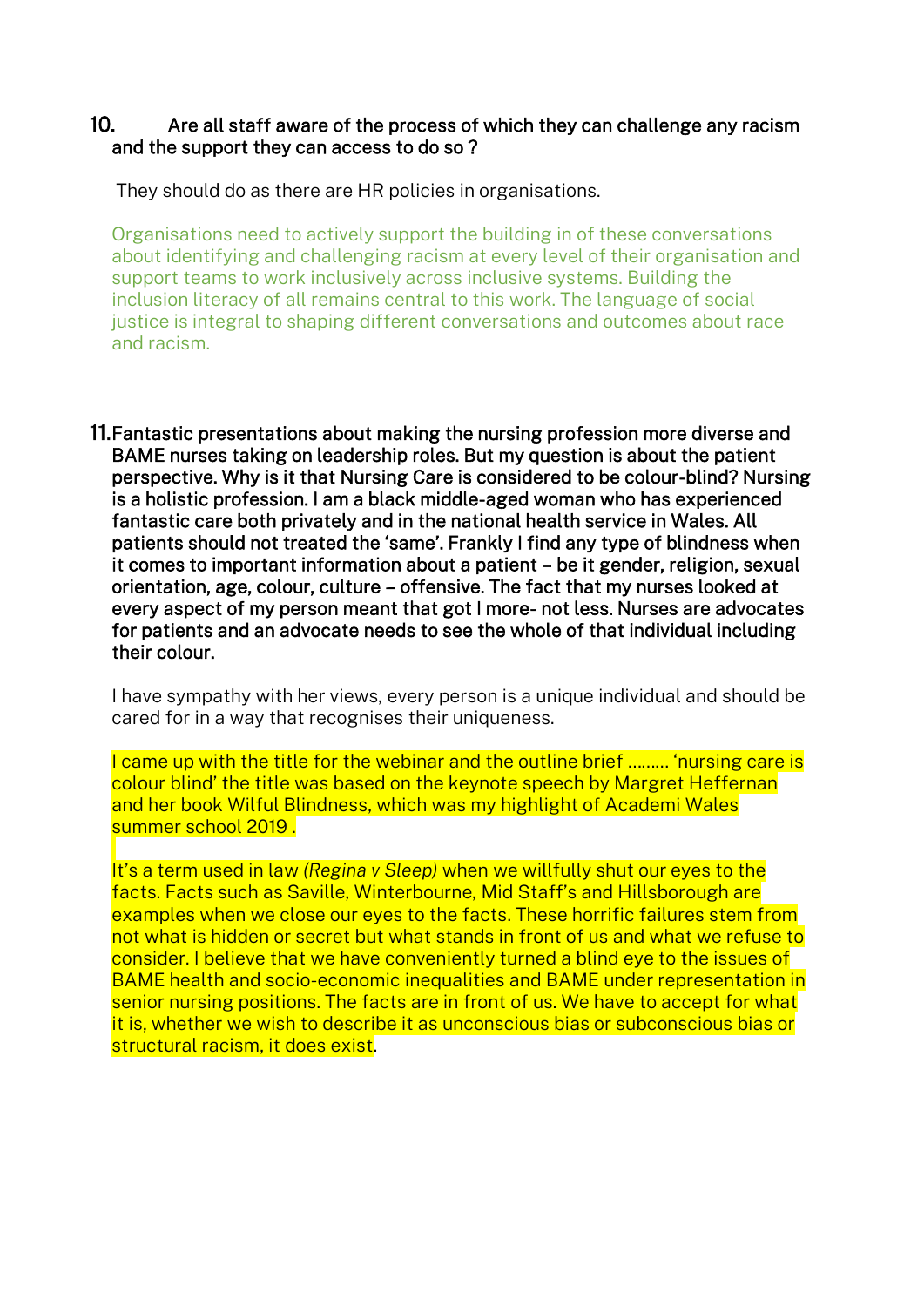10. Are all staff aware of the process of which they can challenge any racism and the support they can access to do so ?

They should do as there are HR policies in organisations.

Organisations need to actively support the building in of these conversations about identifying and challenging racism at every level of their organisation and support teams to work inclusively across inclusive systems. Building the inclusion literacy of all remains central to this work. The language of social justice is integral to shaping different conversations and outcomes about race and racism.

11. Fantastic presentations about making the nursing profession more diverse and BAME nurses taking on leadership roles. But my question is about the patient perspective. Why is it that Nursing Care is considered to be colour-blind? Nursing is a holistic profession. I am a black middle-aged woman who has experienced fantastic care both privately and in the national health service in Wales. All patients should not treated the 'same'. Frankly I find any type of blindness when it comes to important information about a patient – be it gender, religion, sexual orientation, age, colour, culture – offensive. The fact that my nurses looked at every aspect of my person meant that got I more- not less. Nurses are advocates for patients and an advocate needs to see the whole of that individual including their colour.

I have sympathy with her views, every person is a unique individual and should be cared for in a way that recognises their uniqueness.

I came up with the title for the webinar and the outline brief ……… 'nursing care is colour blind' the title was based on the keynote speech by Margret Heffernan and her book Wilful Blindness, which was my highlight of Academi Wales summer school 2019 .

It's a term used in law *(Regina v Sleep)* when we willfully shut our eyes to the facts. Facts such as Saville, Winterbourne, Mid Staff's and Hillsborough are examples when we close our eyes to the facts. These horrific failures stem from not what is hidden or secret but what stands in front of us and what we refuse to consider. I believe that we have conveniently turned a blind eye to the issues of BAME health and socio-economic inequalities and BAME under representation in senior nursing positions. The facts are in front of us. We have to accept for what it is, whether we wish to describe it as unconscious bias or subconscious bias or structural racism, it does exist.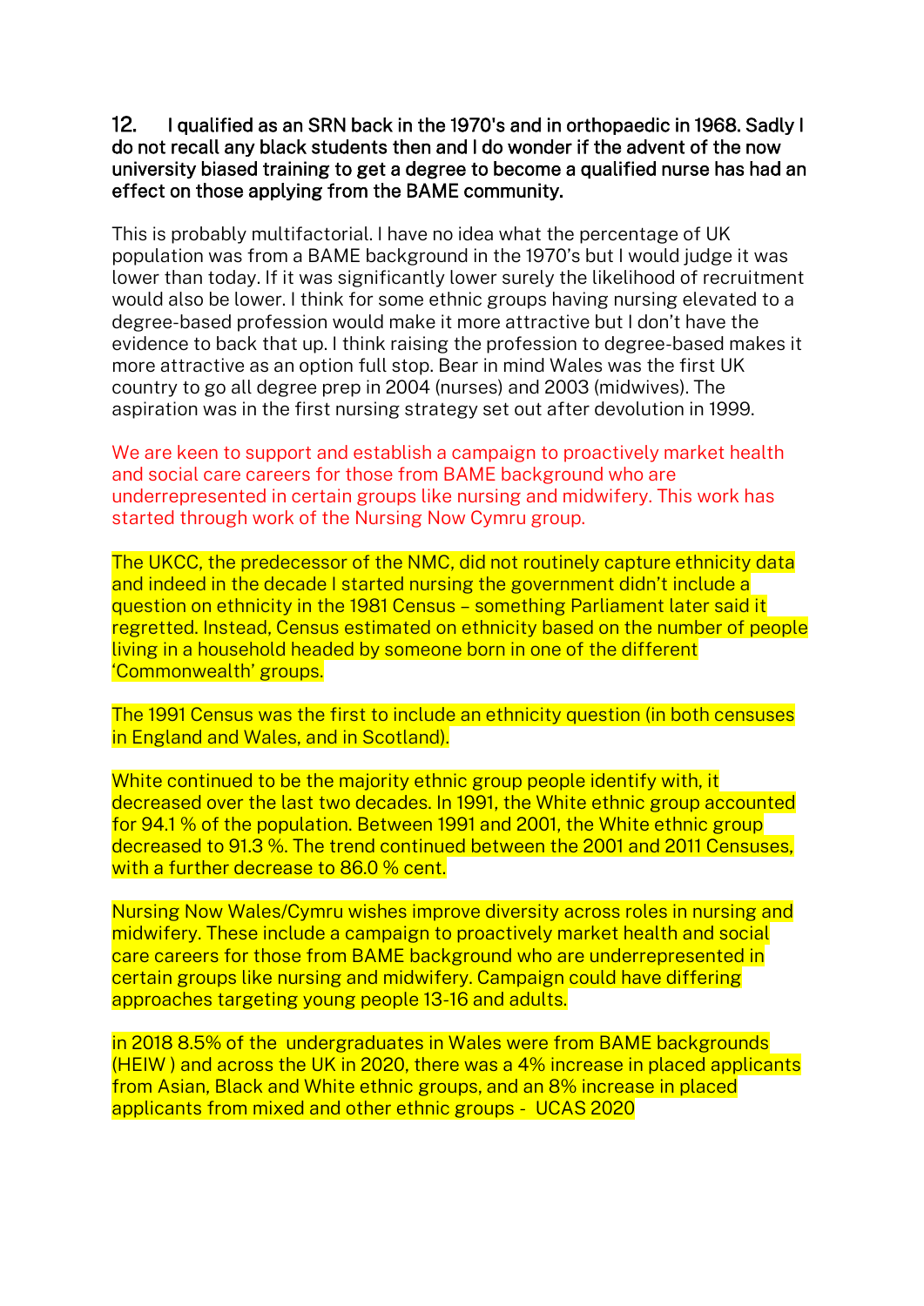**12. I qualified as an SRN back in the 1970's and in orthopaedic in 1968. Sadly I do not recall any black students then and I do wonder if the advent of the now university biased training to get a degree to become a qualified nurse has had an effect on those applying from the BAME community.**

This is probably multifactorial. I have no idea what the percentage of UK population was from a BAME background in the 1970's but I would judge it was lower than today. If it was significantly lower surely the likelihood of recruitment would also be lower. I think for some ethnic groups having nursing elevated to a degree-based profession would make it more attractive but I don't have the evidence to back that up. I think raising the profession to degree-based makes it more attractive as an option full stop. Bear in mind Wales was the first UK country to go all degree prep in 2004 (nurses) and 2003 (midwives). The aspiration was in the first nursing strategy set out after devolution in 1999.

We are keen to support and establish a campaign to proactively market health and social care careers for those from BAME background who are underrepresented in certain groups like nursing and midwifery. This work has started through work of the Nursing Now Cymru group.

The UKCC, the predecessor of the NMC, did not routinely capture ethnicity data and indeed in the decade I started nursing the government didn't include a question on ethnicity in the 1981 Census – something Parliament later said it regretted. Instead, Census estimated on ethnicity based on the number of people living in a household headed by someone born in one of the different 'Commonwealth' groups.

The 1991 Census was the first to include an ethnicity question (in both censuses in England and Wales, and in Scotland).

White continued to be the majority ethnic group people identify with, it decreased over the last two decades. In 1991, the White ethnic group accounted for 94.1 % of the population. Between 1991 and 2001, the White ethnic group decreased to 91.3 %. The trend continued between the 2001 and 2011 Censuses, with a further decrease to 86.0 % cent.

Nursing Now Wales/Cymru wishes improve diversity across roles in nursing and midwifery. These include a campaign to proactively market health and social care careers for those from BAME background who are underrepresented in certain groups like nursing and midwifery. Campaign could have differing approaches targeting young people 13-16 and adults.

in 2018 8.5% of the undergraduates in Wales were from BAME backgrounds (HEIW ) and across the UK in 2020, there was a 4% increase in placed applicants from Asian, Black and White ethnic groups, and an 8% increase in placed applicants from mixed and other ethnic groups - UCAS 2020